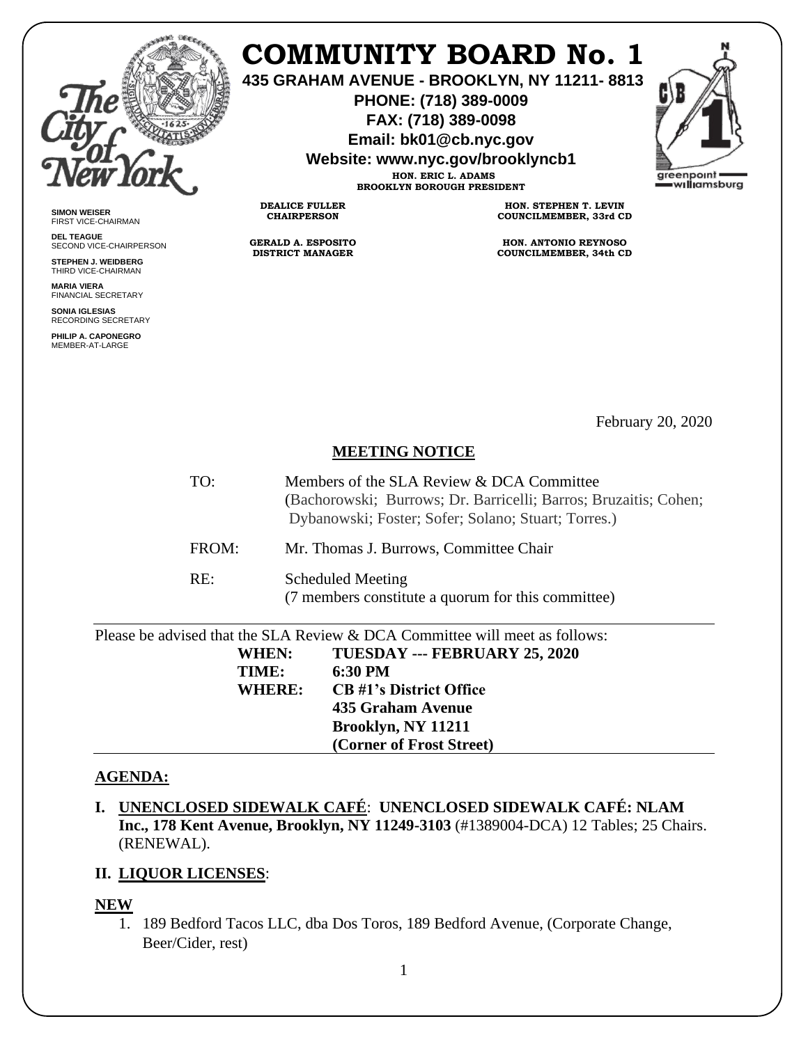# COMMUNITY BOARD No. 1

**435 GRAHAM AVENUE - BROOKLYN, NY 11211- 8813**
**PHONE: (718) 389-0009**
**FAX: (718) 389-0098**
**Email: bk01@cb.nyc.gov**
**Website: www.nyc.gov/brooklyncb1**

**HON. ERIC L. ADAMS**
**BROOKLYN BOROUGH PRESIDENT**

**DEALICE FULLER**
**CHAIRPERSON**

**GERALD A. ESPOSITO**
**DISTRICT MANAGER**

**HON. STEPHEN T. LEVIN**
**COUNCILMEMBER, 33rd CD**

**HON. ANTONIO REYNOSO**
**COUNCILMEMBER, 34th CD**

**SIMON WEISER**
FIRST VICE-CHAIRMAN

**DEL TEAGUE**
SECOND VICE-CHAIRPERSON

**STEPHEN J. WEIDBERG**
THIRD VICE-CHAIRMAN

**MARIA VIERA**
FINANCIAL SECRETARY

**SONIA IGLESIAS**
RECORDING SECRETARY

**PHILIP A. CAPONEGRO**
MEMBER-AT-LARGE

February 20, 2020

## MEETING NOTICE

TO: Members of the SLA Review & DCA Committee
(Bachorowski; Burrows; Dr. Barricelli; Barros; Bruzaitis; Cohen; Dybanowski; Foster; Sofer; Solano; Stuart; Torres.)

FROM: Mr. Thomas J. Burrows, Committee Chair

RE: Scheduled Meeting
(7 members constitute a quorum for this committee)

Please be advised that the SLA Review & DCA Committee will meet as follows:

**WHEN:** **TUESDAY --- FEBRUARY 25, 2020**
**TIME:** **6:30 PM**
**WHERE:** **CB #1's District Office**
**435 Graham Avenue**
**Brooklyn, NY 11211**
**(Corner of Frost Street)**

## AGENDA:

**I. UNENCLOSED SIDEWALK CAFÉ**: **UNENCLOSED SIDEWALK CAFÉ: NLAM Inc., 178 Kent Avenue, Brooklyn, NY 11249-3103** (#1389004-DCA) 12 Tables; 25 Chairs. (RENEWAL).

**II. LIQUOR LICENSES**:

**NEW**

1. 189 Bedford Tacos LLC, dba Dos Toros, 189 Bedford Avenue, (Corporate Change, Beer/Cider, rest)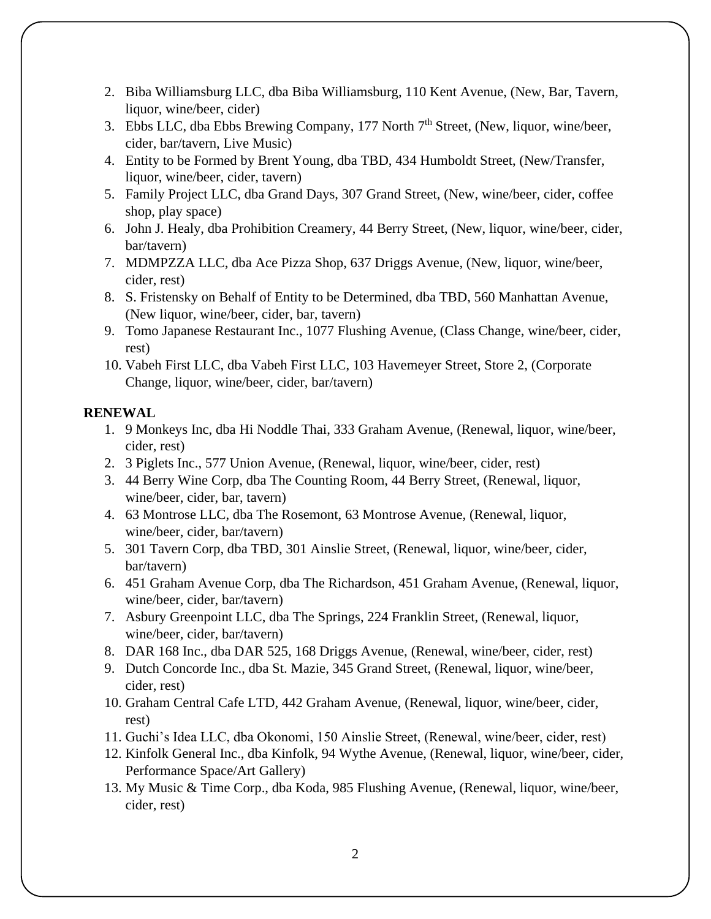2. Biba Williamsburg LLC, dba Biba Williamsburg, 110 Kent Avenue, (New, Bar, Tavern, liquor, wine/beer, cider)
3. Ebbs LLC, dba Ebbs Brewing Company, 177 North 7th Street, (New, liquor, wine/beer, cider, bar/tavern, Live Music)
4. Entity to be Formed by Brent Young, dba TBD, 434 Humboldt Street, (New/Transfer, liquor, wine/beer, cider, tavern)
5. Family Project LLC, dba Grand Days, 307 Grand Street, (New, wine/beer, cider, coffee shop, play space)
6. John J. Healy, dba Prohibition Creamery, 44 Berry Street, (New, liquor, wine/beer, cider, bar/tavern)
7. MDMPZZA LLC, dba Ace Pizza Shop, 637 Driggs Avenue, (New, liquor, wine/beer, cider, rest)
8. S. Fristensky on Behalf of Entity to be Determined, dba TBD, 560 Manhattan Avenue, (New liquor, wine/beer, cider, bar, tavern)
9. Tomo Japanese Restaurant Inc., 1077 Flushing Avenue, (Class Change, wine/beer, cider, rest)
10. Vabeh First LLC, dba Vabeh First LLC, 103 Havemeyer Street, Store 2, (Corporate Change, liquor, wine/beer, cider, bar/tavern)

**RENEWAL**

1. 9 Monkeys Inc, dba Hi Noddle Thai, 333 Graham Avenue, (Renewal, liquor, wine/beer, cider, rest)
2. 3 Piglets Inc., 577 Union Avenue, (Renewal, liquor, wine/beer, cider, rest)
3. 44 Berry Wine Corp, dba The Counting Room, 44 Berry Street, (Renewal, liquor, wine/beer, cider, bar, tavern)
4. 63 Montrose LLC, dba The Rosemont, 63 Montrose Avenue, (Renewal, liquor, wine/beer, cider, bar/tavern)
5. 301 Tavern Corp, dba TBD, 301 Ainslie Street, (Renewal, liquor, wine/beer, cider, bar/tavern)
6. 451 Graham Avenue Corp, dba The Richardson, 451 Graham Avenue, (Renewal, liquor, wine/beer, cider, bar/tavern)
7. Asbury Greenpoint LLC, dba The Springs, 224 Franklin Street, (Renewal, liquor, wine/beer, cider, bar/tavern)
8. DAR 168 Inc., dba DAR 525, 168 Driggs Avenue, (Renewal, wine/beer, cider, rest)
9. Dutch Concorde Inc., dba St. Mazie, 345 Grand Street, (Renewal, liquor, wine/beer, cider, rest)
10. Graham Central Cafe LTD, 442 Graham Avenue, (Renewal, liquor, wine/beer, cider, rest)
11. Guchi's Idea LLC, dba Okonomi, 150 Ainslie Street, (Renewal, wine/beer, cider, rest)
12. Kinfolk General Inc., dba Kinfolk, 94 Wythe Avenue, (Renewal, liquor, wine/beer, cider, Performance Space/Art Gallery)
13. My Music & Time Corp., dba Koda, 985 Flushing Avenue, (Renewal, liquor, wine/beer, cider, rest)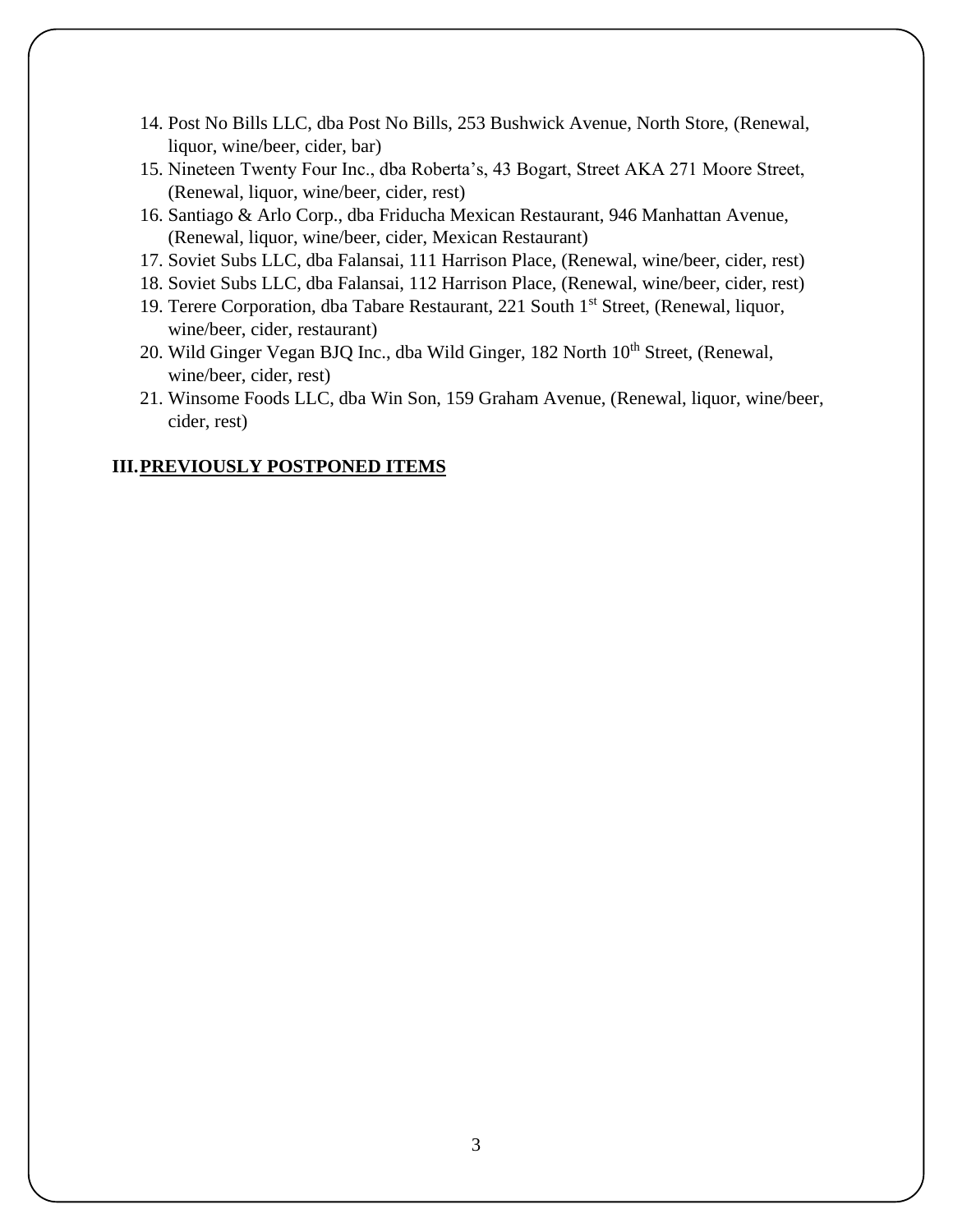14. Post No Bills LLC, dba Post No Bills, 253 Bushwick Avenue, North Store, (Renewal, liquor, wine/beer, cider, bar)
15. Nineteen Twenty Four Inc., dba Roberta's, 43 Bogart, Street AKA 271 Moore Street, (Renewal, liquor, wine/beer, cider, rest)
16. Santiago & Arlo Corp., dba Friducha Mexican Restaurant, 946 Manhattan Avenue, (Renewal, liquor, wine/beer, cider, Mexican Restaurant)
17. Soviet Subs LLC, dba Falansai, 111 Harrison Place, (Renewal, wine/beer, cider, rest)
18. Soviet Subs LLC, dba Falansai, 112 Harrison Place, (Renewal, wine/beer, cider, rest)
19. Terere Corporation, dba Tabare Restaurant, 221 South 1st Street, (Renewal, liquor, wine/beer, cider, restaurant)
20. Wild Ginger Vegan BJQ Inc., dba Wild Ginger, 182 North 10th Street, (Renewal, wine/beer, cider, rest)
21. Winsome Foods LLC, dba Win Son, 159 Graham Avenue, (Renewal, liquor, wine/beer, cider, rest)

## III. PREVIOUSLY POSTPONED ITEMS